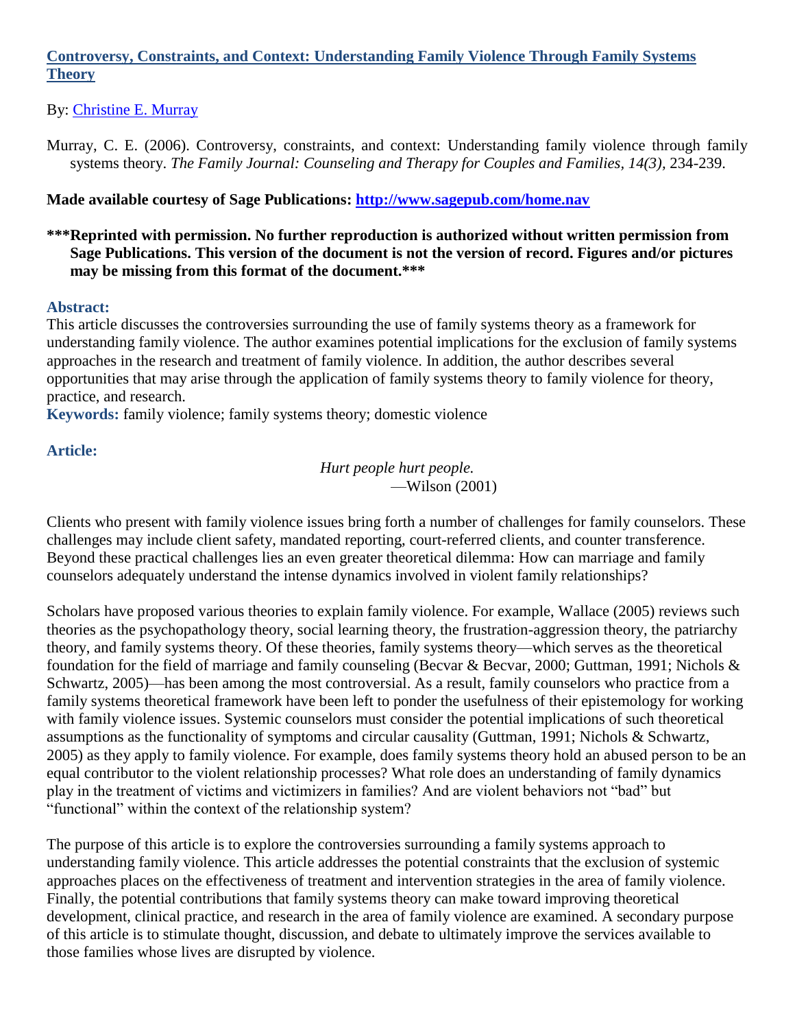# [Controversy, Constraints, and Context: Understanding Family Violence Through Family Systems Theory](#)

By: [Christine E. Murray](#)

Murray, C. E. (2006). Controversy, constraints, and context: Understanding family violence through family systems theory. *The Family Journal: Counseling and Therapy for Couples and Families, 14(3),* 234-239.

**Made available courtesy of Sage Publications: [http://www.sagepub.com/home.nav](http://www.sagepub.com/home.nav)**

**\*\*\*Reprinted with permission. No further reproduction is authorized without written permission from Sage Publications. This version of the document is not the version of record. Figures and/or pictures may be missing from this format of the document.\*\*\***

### Abstract:

This article discusses the controversies surrounding the use of family systems theory as a framework for understanding family violence. The author examines potential implications for the exclusion of family systems approaches in the research and treatment of family violence. In addition, the author describes several opportunities that may arise through the application of family systems theory to family violence for theory, practice, and research.

**Keywords:** family violence; family systems theory; domestic violence

### Article:

*Hurt people hurt people.*
—Wilson (2001)

Clients who present with family violence issues bring forth a number of challenges for family counselors. These challenges may include client safety, mandated reporting, court-referred clients, and counter transference. Beyond these practical challenges lies an even greater theoretical dilemma: How can marriage and family counselors adequately understand the intense dynamics involved in violent family relationships?

Scholars have proposed various theories to explain family violence. For example, Wallace (2005) reviews such theories as the psychopathology theory, social learning theory, the frustration-aggression theory, the patriarchy theory, and family systems theory. Of these theories, family systems theory—which serves as the theoretical foundation for the field of marriage and family counseling (Becvar & Becvar, 2000; Guttman, 1991; Nichols & Schwartz, 2005)—has been among the most controversial. As a result, family counselors who practice from a family systems theoretical framework have been left to ponder the usefulness of their epistemology for working with family violence issues. Systemic counselors must consider the potential implications of such theoretical assumptions as the functionality of symptoms and circular causality (Guttman, 1991; Nichols & Schwartz, 2005) as they apply to family violence. For example, does family systems theory hold an abused person to be an equal contributor to the violent relationship processes? What role does an understanding of family dynamics play in the treatment of victims and victimizers in families? And are violent behaviors not "bad" but "functional" within the context of the relationship system?

The purpose of this article is to explore the controversies surrounding a family systems approach to understanding family violence. This article addresses the potential constraints that the exclusion of systemic approaches places on the effectiveness of treatment and intervention strategies in the area of family violence. Finally, the potential contributions that family systems theory can make toward improving theoretical development, clinical practice, and research in the area of family violence are examined. A secondary purpose of this article is to stimulate thought, discussion, and debate to ultimately improve the services available to those families whose lives are disrupted by violence.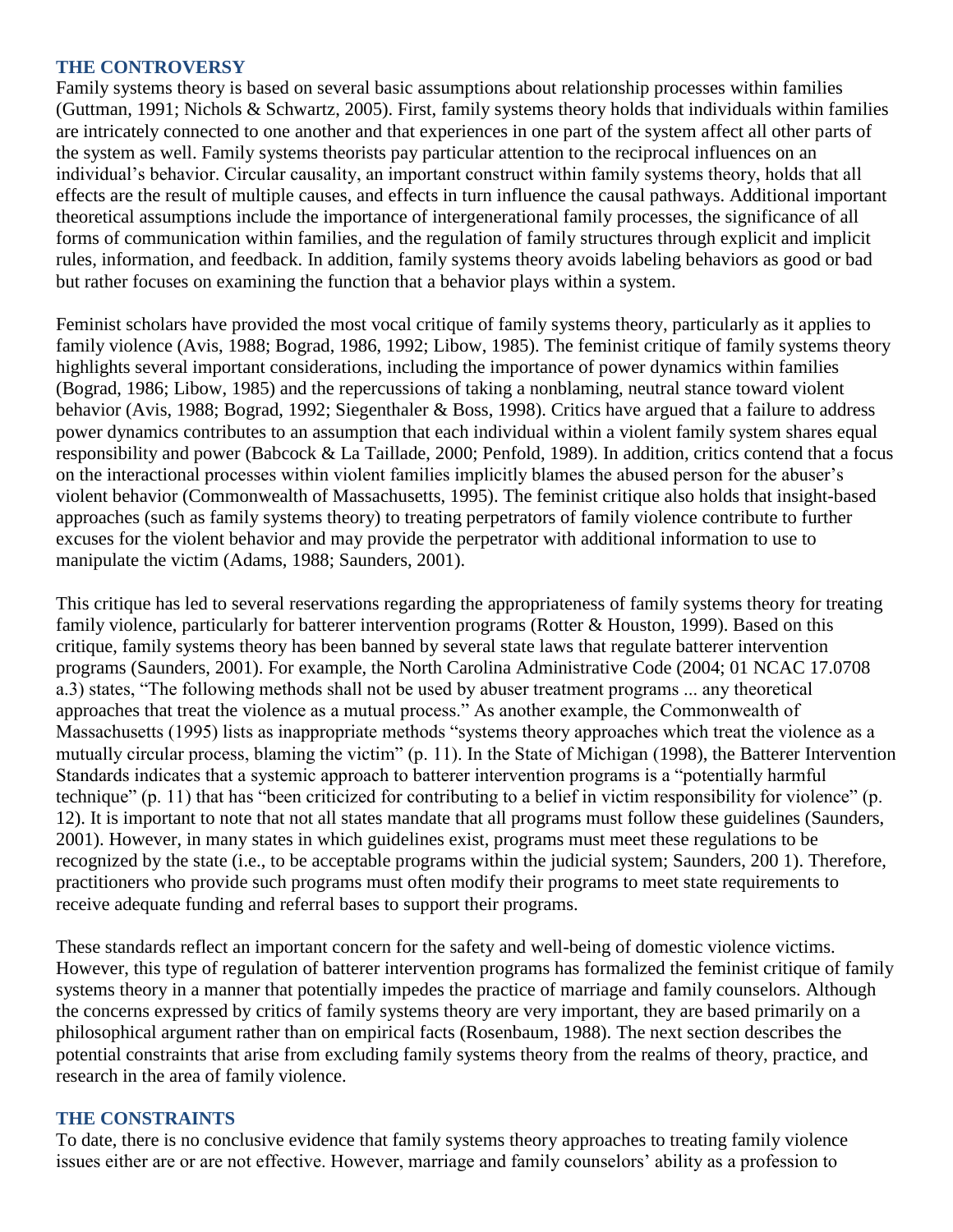## THE CONTROVERSY

Family systems theory is based on several basic assumptions about relationship processes within families (Guttman, 1991; Nichols & Schwartz, 2005). First, family systems theory holds that individuals within families are intricately connected to one another and that experiences in one part of the system affect all other parts of the system as well. Family systems theorists pay particular attention to the reciprocal influences on an individual's behavior. Circular causality, an important construct within family systems theory, holds that all effects are the result of multiple causes, and effects in turn influence the causal pathways. Additional important theoretical assumptions include the importance of intergenerational family processes, the significance of all forms of communication within families, and the regulation of family structures through explicit and implicit rules, information, and feedback. In addition, family systems theory avoids labeling behaviors as good or bad but rather focuses on examining the function that a behavior plays within a system.

Feminist scholars have provided the most vocal critique of family systems theory, particularly as it applies to family violence (Avis, 1988; Bograd, 1986, 1992; Libow, 1985). The feminist critique of family systems theory highlights several important considerations, including the importance of power dynamics within families (Bograd, 1986; Libow, 1985) and the repercussions of taking a nonblaming, neutral stance toward violent behavior (Avis, 1988; Bograd, 1992; Siegenthaler & Boss, 1998). Critics have argued that a failure to address power dynamics contributes to an assumption that each individual within a violent family system shares equal responsibility and power (Babcock & La Taillade, 2000; Penfold, 1989). In addition, critics contend that a focus on the interactional processes within violent families implicitly blames the abused person for the abuser's violent behavior (Commonwealth of Massachusetts, 1995). The feminist critique also holds that insight-based approaches (such as family systems theory) to treating perpetrators of family violence contribute to further excuses for the violent behavior and may provide the perpetrator with additional information to use to manipulate the victim (Adams, 1988; Saunders, 2001).

This critique has led to several reservations regarding the appropriateness of family systems theory for treating family violence, particularly for batterer intervention programs (Rotter & Houston, 1999). Based on this critique, family systems theory has been banned by several state laws that regulate batterer intervention programs (Saunders, 2001). For example, the North Carolina Administrative Code (2004; 01 NCAC 17.0708 a.3) states, "The following methods shall not be used by abuser treatment programs ... any theoretical approaches that treat the violence as a mutual process." As another example, the Commonwealth of Massachusetts (1995) lists as inappropriate methods "systems theory approaches which treat the violence as a mutually circular process, blaming the victim" (p. 11). In the State of Michigan (1998), the Batterer Intervention Standards indicates that a systemic approach to batterer intervention programs is a "potentially harmful technique" (p. 11) that has "been criticized for contributing to a belief in victim responsibility for violence" (p. 12). It is important to note that not all states mandate that all programs must follow these guidelines (Saunders, 2001). However, in many states in which guidelines exist, programs must meet these regulations to be recognized by the state (i.e., to be acceptable programs within the judicial system; Saunders, 200 1). Therefore, practitioners who provide such programs must often modify their programs to meet state requirements to receive adequate funding and referral bases to support their programs.

These standards reflect an important concern for the safety and well-being of domestic violence victims. However, this type of regulation of batterer intervention programs has formalized the feminist critique of family systems theory in a manner that potentially impedes the practice of marriage and family counselors. Although the concerns expressed by critics of family systems theory are very important, they are based primarily on a philosophical argument rather than on empirical facts (Rosenbaum, 1988). The next section describes the potential constraints that arise from excluding family systems theory from the realms of theory, practice, and research in the area of family violence.

## THE CONSTRAINTS

To date, there is no conclusive evidence that family systems theory approaches to treating family violence issues either are or are not effective. However, marriage and family counselors' ability as a profession to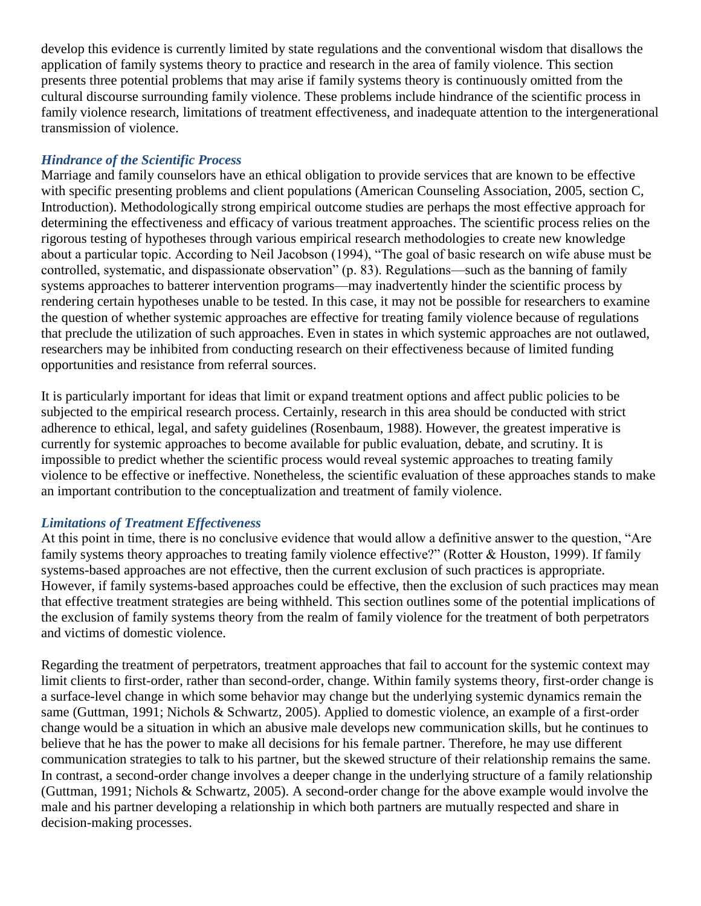develop this evidence is currently limited by state regulations and the conventional wisdom that disallows the application of family systems theory to practice and research in the area of family violence. This section presents three potential problems that may arise if family systems theory is continuously omitted from the cultural discourse surrounding family violence. These problems include hindrance of the scientific process in family violence research, limitations of treatment effectiveness, and inadequate attention to the intergenerational transmission of violence.

### *Hindrance of the Scientific Process*

Marriage and family counselors have an ethical obligation to provide services that are known to be effective with specific presenting problems and client populations (American Counseling Association, 2005, section C, Introduction). Methodologically strong empirical outcome studies are perhaps the most effective approach for determining the effectiveness and efficacy of various treatment approaches. The scientific process relies on the rigorous testing of hypotheses through various empirical research methodologies to create new knowledge about a particular topic. According to Neil Jacobson (1994), "The goal of basic research on wife abuse must be controlled, systematic, and dispassionate observation" (p. 83). Regulations—such as the banning of family systems approaches to batterer intervention programs—may inadvertently hinder the scientific process by rendering certain hypotheses unable to be tested. In this case, it may not be possible for researchers to examine the question of whether systemic approaches are effective for treating family violence because of regulations that preclude the utilization of such approaches. Even in states in which systemic approaches are not outlawed, researchers may be inhibited from conducting research on their effectiveness because of limited funding opportunities and resistance from referral sources.

It is particularly important for ideas that limit or expand treatment options and affect public policies to be subjected to the empirical research process. Certainly, research in this area should be conducted with strict adherence to ethical, legal, and safety guidelines (Rosenbaum, 1988). However, the greatest imperative is currently for systemic approaches to become available for public evaluation, debate, and scrutiny. It is impossible to predict whether the scientific process would reveal systemic approaches to treating family violence to be effective or ineffective. Nonetheless, the scientific evaluation of these approaches stands to make an important contribution to the conceptualization and treatment of family violence.

### *Limitations of Treatment Effectiveness*

At this point in time, there is no conclusive evidence that would allow a definitive answer to the question, "Are family systems theory approaches to treating family violence effective?" (Rotter & Houston, 1999). If family systems-based approaches are not effective, then the current exclusion of such practices is appropriate. However, if family systems-based approaches could be effective, then the exclusion of such practices may mean that effective treatment strategies are being withheld. This section outlines some of the potential implications of the exclusion of family systems theory from the realm of family violence for the treatment of both perpetrators and victims of domestic violence.

Regarding the treatment of perpetrators, treatment approaches that fail to account for the systemic context may limit clients to first-order, rather than second-order, change. Within family systems theory, first-order change is a surface-level change in which some behavior may change but the underlying systemic dynamics remain the same (Guttman, 1991; Nichols & Schwartz, 2005). Applied to domestic violence, an example of a first-order change would be a situation in which an abusive male develops new communication skills, but he continues to believe that he has the power to make all decisions for his female partner. Therefore, he may use different communication strategies to talk to his partner, but the skewed structure of their relationship remains the same. In contrast, a second-order change involves a deeper change in the underlying structure of a family relationship (Guttman, 1991; Nichols & Schwartz, 2005). A second-order change for the above example would involve the male and his partner developing a relationship in which both partners are mutually respected and share in decision-making processes.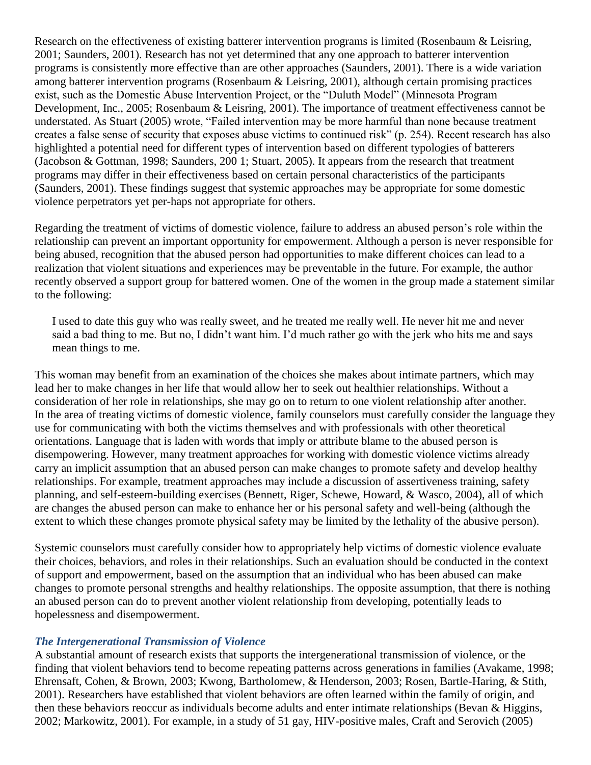Research on the effectiveness of existing batterer intervention programs is limited (Rosenbaum & Leisring, 2001; Saunders, 2001). Research has not yet determined that any one approach to batterer intervention programs is consistently more effective than are other approaches (Saunders, 2001). There is a wide variation among batterer intervention programs (Rosenbaum & Leisring, 2001), although certain promising practices exist, such as the Domestic Abuse Intervention Project, or the "Duluth Model" (Minnesota Program Development, Inc., 2005; Rosenbaum & Leisring, 2001). The importance of treatment effectiveness cannot be understated. As Stuart (2005) wrote, "Failed intervention may be more harmful than none because treatment creates a false sense of security that exposes abuse victims to continued risk" (p. 254). Recent research has also highlighted a potential need for different types of intervention based on different typologies of batterers (Jacobson & Gottman, 1998; Saunders, 200 1; Stuart, 2005). It appears from the research that treatment programs may differ in their effectiveness based on certain personal characteristics of the participants (Saunders, 2001). These findings suggest that systemic approaches may be appropriate for some domestic violence perpetrators yet per-haps not appropriate for others.

Regarding the treatment of victims of domestic violence, failure to address an abused person's role within the relationship can prevent an important opportunity for empowerment. Although a person is never responsible for being abused, recognition that the abused person had opportunities to make different choices can lead to a realization that violent situations and experiences may be preventable in the future. For example, the author recently observed a support group for battered women. One of the women in the group made a statement similar to the following:

> I used to date this guy who was really sweet, and he treated me really well. He never hit me and never said a bad thing to me. But no, I didn't want him. I'd much rather go with the jerk who hits me and says mean things to me.

This woman may benefit from an examination of the choices she makes about intimate partners, which may lead her to make changes in her life that would allow her to seek out healthier relationships. Without a consideration of her role in relationships, she may go on to return to one violent relationship after another. In the area of treating victims of domestic violence, family counselors must carefully consider the language they use for communicating with both the victims themselves and with professionals with other theoretical orientations. Language that is laden with words that imply or attribute blame to the abused person is disempowering. However, many treatment approaches for working with domestic violence victims already carry an implicit assumption that an abused person can make changes to promote safety and develop healthy relationships. For example, treatment approaches may include a discussion of assertiveness training, safety planning, and self-esteem-building exercises (Bennett, Riger, Schewe, Howard, & Wasco, 2004), all of which are changes the abused person can make to enhance her or his personal safety and well-being (although the extent to which these changes promote physical safety may be limited by the lethality of the abusive person).

Systemic counselors must carefully consider how to appropriately help victims of domestic violence evaluate their choices, behaviors, and roles in their relationships. Such an evaluation should be conducted in the context of support and empowerment, based on the assumption that an individual who has been abused can make changes to promote personal strengths and healthy relationships. The opposite assumption, that there is nothing an abused person can do to prevent another violent relationship from developing, potentially leads to hopelessness and disempowerment.

### *The Intergenerational Transmission of Violence*

A substantial amount of research exists that supports the intergenerational transmission of violence, or the finding that violent behaviors tend to become repeating patterns across generations in families (Avakame, 1998; Ehrensaft, Cohen, & Brown, 2003; Kwong, Bartholomew, & Henderson, 2003; Rosen, Bartle-Haring, & Stith, 2001). Researchers have established that violent behaviors are often learned within the family of origin, and then these behaviors reoccur as individuals become adults and enter intimate relationships (Bevan & Higgins, 2002; Markowitz, 2001). For example, in a study of 51 gay, HIV-positive males, Craft and Serovich (2005)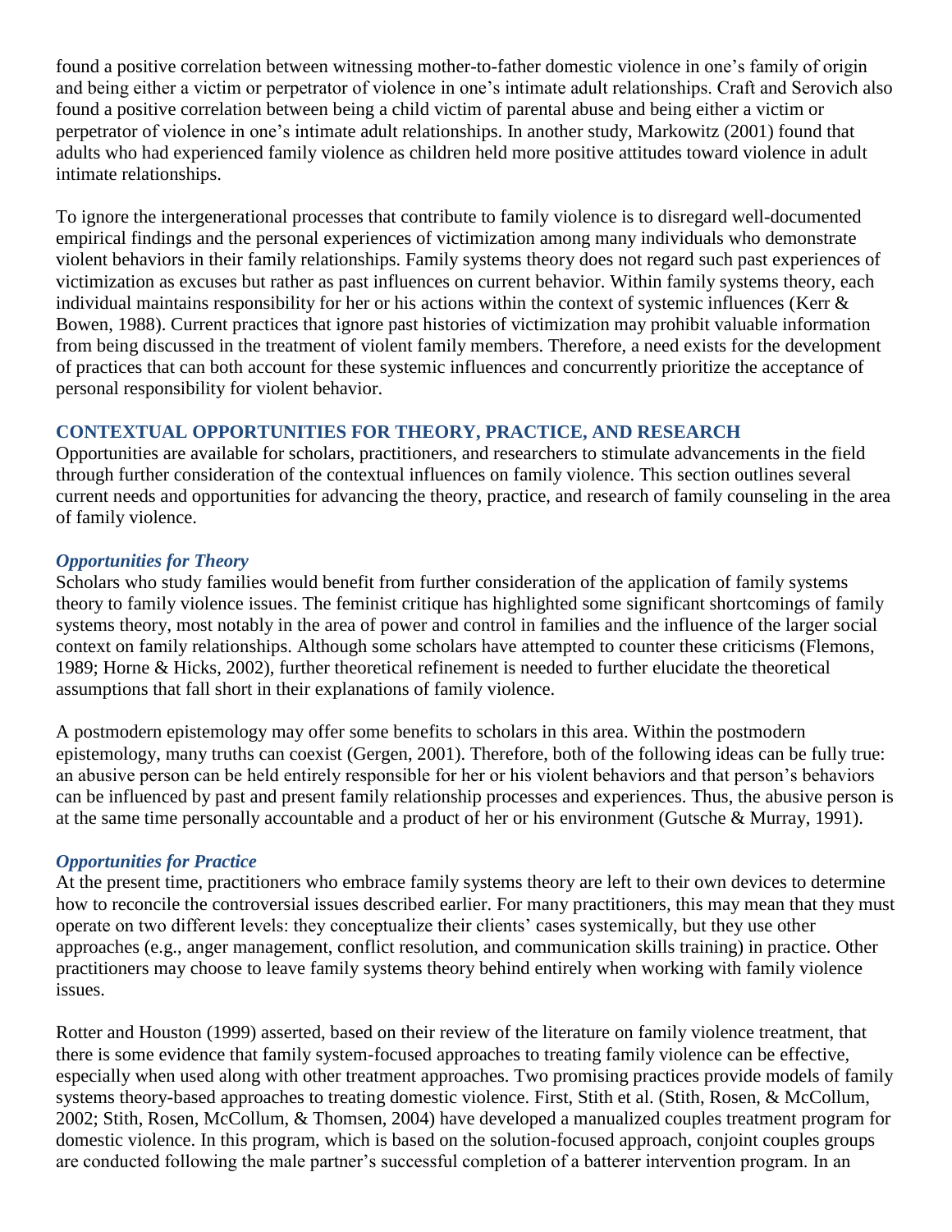found a positive correlation between witnessing mother-to-father domestic violence in one's family of origin and being either a victim or perpetrator of violence in one's intimate adult relationships. Craft and Serovich also found a positive correlation between being a child victim of parental abuse and being either a victim or perpetrator of violence in one's intimate adult relationships. In another study, Markowitz (2001) found that adults who had experienced family violence as children held more positive attitudes toward violence in adult intimate relationships.

To ignore the intergenerational processes that contribute to family violence is to disregard well-documented empirical findings and the personal experiences of victimization among many individuals who demonstrate violent behaviors in their family relationships. Family systems theory does not regard such past experiences of victimization as excuses but rather as past influences on current behavior. Within family systems theory, each individual maintains responsibility for her or his actions within the context of systemic influences (Kerr & Bowen, 1988). Current practices that ignore past histories of victimization may prohibit valuable information from being discussed in the treatment of violent family members. Therefore, a need exists for the development of practices that can both account for these systemic influences and concurrently prioritize the acceptance of personal responsibility for violent behavior.

## CONTEXTUAL OPPORTUNITIES FOR THEORY, PRACTICE, AND RESEARCH

Opportunities are available for scholars, practitioners, and researchers to stimulate advancements in the field through further consideration of the contextual influences on family violence. This section outlines several current needs and opportunities for advancing the theory, practice, and research of family counseling in the area of family violence.

### *Opportunities for Theory*

Scholars who study families would benefit from further consideration of the application of family systems theory to family violence issues. The feminist critique has highlighted some significant shortcomings of family systems theory, most notably in the area of power and control in families and the influence of the larger social context on family relationships. Although some scholars have attempted to counter these criticisms (Flemons, 1989; Horne & Hicks, 2002), further theoretical refinement is needed to further elucidate the theoretical assumptions that fall short in their explanations of family violence.

A postmodern epistemology may offer some benefits to scholars in this area. Within the postmodern epistemology, many truths can coexist (Gergen, 2001). Therefore, both of the following ideas can be fully true: an abusive person can be held entirely responsible for her or his violent behaviors and that person's behaviors can be influenced by past and present family relationship processes and experiences. Thus, the abusive person is at the same time personally accountable and a product of her or his environment (Gutsche & Murray, 1991).

### *Opportunities for Practice*

At the present time, practitioners who embrace family systems theory are left to their own devices to determine how to reconcile the controversial issues described earlier. For many practitioners, this may mean that they must operate on two different levels: they conceptualize their clients' cases systemically, but they use other approaches (e.g., anger management, conflict resolution, and communication skills training) in practice. Other practitioners may choose to leave family systems theory behind entirely when working with family violence issues.

Rotter and Houston (1999) asserted, based on their review of the literature on family violence treatment, that there is some evidence that family system-focused approaches to treating family violence can be effective, especially when used along with other treatment approaches. Two promising practices provide models of family systems theory-based approaches to treating domestic violence. First, Stith et al. (Stith, Rosen, & McCollum, 2002; Stith, Rosen, McCollum, & Thomsen, 2004) have developed a manualized couples treatment program for domestic violence. In this program, which is based on the solution-focused approach, conjoint couples groups are conducted following the male partner's successful completion of a batterer intervention program. In an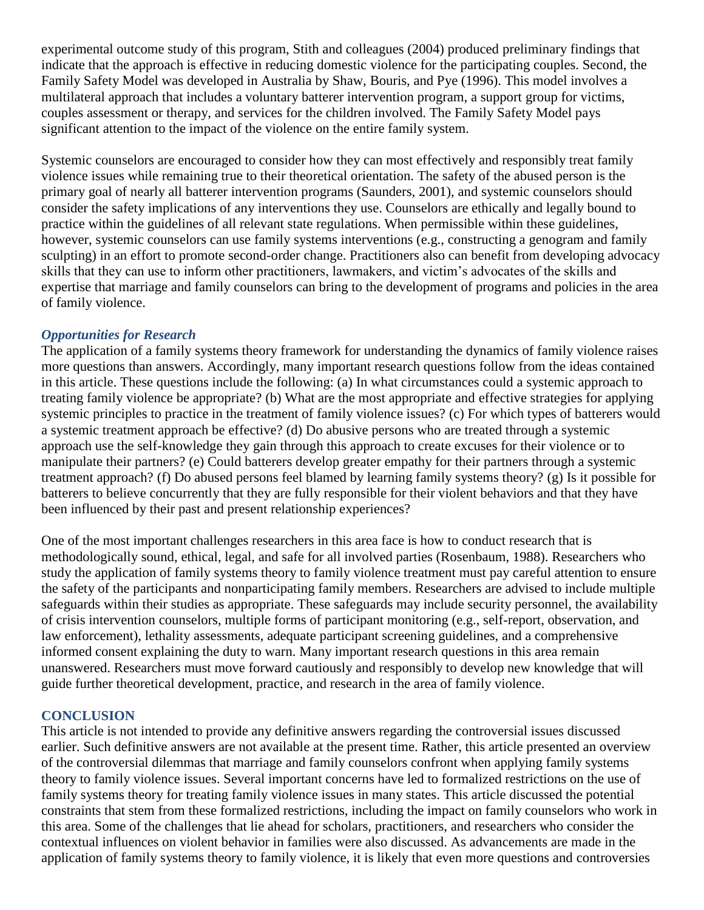experimental outcome study of this program, Stith and colleagues (2004) produced preliminary findings that indicate that the approach is effective in reducing domestic violence for the participating couples. Second, the Family Safety Model was developed in Australia by Shaw, Bouris, and Pye (1996). This model involves a multilateral approach that includes a voluntary batterer intervention program, a support group for victims, couples assessment or therapy, and services for the children involved. The Family Safety Model pays significant attention to the impact of the violence on the entire family system.

Systemic counselors are encouraged to consider how they can most effectively and responsibly treat family violence issues while remaining true to their theoretical orientation. The safety of the abused person is the primary goal of nearly all batterer intervention programs (Saunders, 2001), and systemic counselors should consider the safety implications of any interventions they use. Counselors are ethically and legally bound to practice within the guidelines of all relevant state regulations. When permissible within these guidelines, however, systemic counselors can use family systems interventions (e.g., constructing a genogram and family sculpting) in an effort to promote second-order change. Practitioners also can benefit from developing advocacy skills that they can use to inform other practitioners, lawmakers, and victim's advocates of the skills and expertise that marriage and family counselors can bring to the development of programs and policies in the area of family violence.

### *Opportunities for Research*

The application of a family systems theory framework for understanding the dynamics of family violence raises more questions than answers. Accordingly, many important research questions follow from the ideas contained in this article. These questions include the following: (a) In what circumstances could a systemic approach to treating family violence be appropriate? (b) What are the most appropriate and effective strategies for applying systemic principles to practice in the treatment of family violence issues? (c) For which types of batterers would a systemic treatment approach be effective? (d) Do abusive persons who are treated through a systemic approach use the self-knowledge they gain through this approach to create excuses for their violence or to manipulate their partners? (e) Could batterers develop greater empathy for their partners through a systemic treatment approach? (f) Do abused persons feel blamed by learning family systems theory? (g) Is it possible for batterers to believe concurrently that they are fully responsible for their violent behaviors and that they have been influenced by their past and present relationship experiences?

One of the most important challenges researchers in this area face is how to conduct research that is methodologically sound, ethical, legal, and safe for all involved parties (Rosenbaum, 1988). Researchers who study the application of family systems theory to family violence treatment must pay careful attention to ensure the safety of the participants and nonparticipating family members. Researchers are advised to include multiple safeguards within their studies as appropriate. These safeguards may include security personnel, the availability of crisis intervention counselors, multiple forms of participant monitoring (e.g., self-report, observation, and law enforcement), lethality assessments, adequate participant screening guidelines, and a comprehensive informed consent explaining the duty to warn. Many important research questions in this area remain unanswered. Researchers must move forward cautiously and responsibly to develop new knowledge that will guide further theoretical development, practice, and research in the area of family violence.

## CONCLUSION

This article is not intended to provide any definitive answers regarding the controversial issues discussed earlier. Such definitive answers are not available at the present time. Rather, this article presented an overview of the controversial dilemmas that marriage and family counselors confront when applying family systems theory to family violence issues. Several important concerns have led to formalized restrictions on the use of family systems theory for treating family violence issues in many states. This article discussed the potential constraints that stem from these formalized restrictions, including the impact on family counselors who work in this area. Some of the challenges that lie ahead for scholars, practitioners, and researchers who consider the contextual influences on violent behavior in families were also discussed. As advancements are made in the application of family systems theory to family violence, it is likely that even more questions and controversies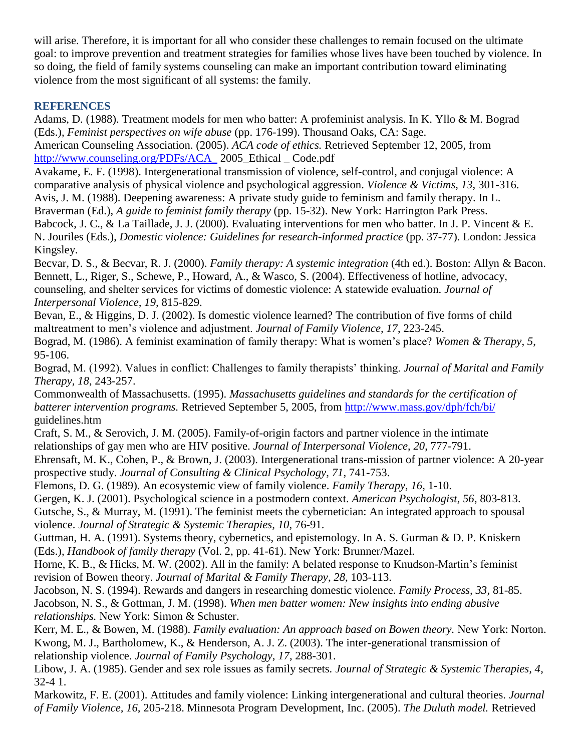will arise. Therefore, it is important for all who consider these challenges to remain focused on the ultimate goal: to improve prevention and treatment strategies for families whose lives have been touched by violence. In so doing, the field of family systems counseling can make an important contribution toward eliminating violence from the most significant of all systems: the family.

## REFERENCES

Adams, D. (1988). Treatment models for men who batter: A profeminist analysis. In K. Yllo & M. Bograd (Eds.), *Feminist perspectives on wife abuse* (pp. 176-199). Thousand Oaks, CA: Sage.

American Counseling Association. (2005). *ACA code of ethics.* Retrieved September 12, 2005, from http://www.counseling.org/PDFs/ACA_ 2005_Ethical _ Code.pdf

Avakame, E. F. (1998). Intergenerational transmission of violence, self-control, and conjugal violence: A comparative analysis of physical violence and psychological aggression. *Violence & Victims*, *13*, 301-316.

Avis, J. M. (1988). Deepening awareness: A private study guide to feminism and family therapy. In L. Braverman (Ed.), *A guide to feminist family therapy* (pp. 15-32). New York: Harrington Park Press.

Babcock, J. C., & La Taillade, J. J. (2000). Evaluating interventions for men who batter. In J. P. Vincent & E. N. Jouriles (Eds.), *Domestic violence: Guidelines for research-informed practice* (pp. 37-77). London: Jessica Kingsley.

Becvar, D. S., & Becvar, R. J. (2000). *Family therapy: A systemic integration* (4th ed.). Boston: Allyn & Bacon.

Bennett, L., Riger, S., Schewe, P., Howard, A., & Wasco, S. (2004). Effectiveness of hotline, advocacy, counseling, and shelter services for victims of domestic violence: A statewide evaluation. *Journal of Interpersonal Violence, 19,* 815-829.

Bevan, E., & Higgins, D. J. (2002). Is domestic violence learned? The contribution of five forms of child maltreatment to men's violence and adjustment. *Journal of Family Violence, 17*, 223-245.

Bograd, M. (1986). A feminist examination of family therapy: What is women's place? *Women & Therapy*, *5*, 95-106.

Bograd, M. (1992). Values in conflict: Challenges to family therapists' thinking. *Journal of Marital and Family Therapy*, *18*, 243-257.

Commonwealth of Massachusetts. (1995). *Massachusetts guidelines and standards for the certification of batterer intervention programs.* Retrieved September 5, 2005, from http://www.mass.gov/dph/fch/bi/ guidelines.htm

Craft, S. M., & Serovich, J. M. (2005). Family-of-origin factors and partner violence in the intimate relationships of gay men who are HIV positive. *Journal of Interpersonal Violence*, *20*, 777-791.

Ehrensaft, M. K., Cohen, P., & Brown, J. (2003). Intergenerational trans-mission of partner violence: A 20-year prospective study. *Journal of Consulting & Clinical Psychology*, *71*, 741-753.

Flemons, D. G. (1989). An ecosystemic view of family violence. *Family Therapy*, *16*, 1-10.

Gergen, K. J. (2001). Psychological science in a postmodern context. *American Psychologist*, *56*, 803-813.

Gutsche, S., & Murray, M. (1991). The feminist meets the cybernetician: An integrated approach to spousal violence. *Journal of Strategic & Systemic Therapies*, *10*, 76-91.

Guttman, H. A. (1991). Systems theory, cybernetics, and epistemology. In A. S. Gurman & D. P. Kniskern (Eds.), *Handbook of family therapy* (Vol. 2, pp. 41-61). New York: Brunner/Mazel.

Horne, K. B., & Hicks, M. W. (2002). All in the family: A belated response to Knudson-Martin's feminist revision of Bowen theory. *Journal of Marital & Family Therapy*, *28*, 103-113.

Jacobson, N. S. (1994). Rewards and dangers in researching domestic violence. *Family Process*, *33,* 81-85.

Jacobson, N. S., & Gottman, J. M. (1998). *When men batter women: New insights into ending abusive relationships.* New York: Simon & Schuster.

Kerr, M. E., & Bowen, M. (1988). *Family evaluation: An approach based on Bowen theory*. New York: Norton.

Kwong, M. J., Bartholomew, K., & Henderson, A. J. Z. (2003). The inter-generational transmission of relationship violence. *Journal of Family Psychology*, *17*, 288-301.

Libow, J. A. (1985). Gender and sex role issues as family secrets. *Journal of Strategic & Systemic Therapies, 4*, 32-4 1.

Markowitz, F. E. (2001). Attitudes and family violence: Linking intergenerational and cultural theories. *Journal of Family Violence, 16,* 205-218. Minnesota Program Development, Inc. (2005). *The Duluth model.* Retrieved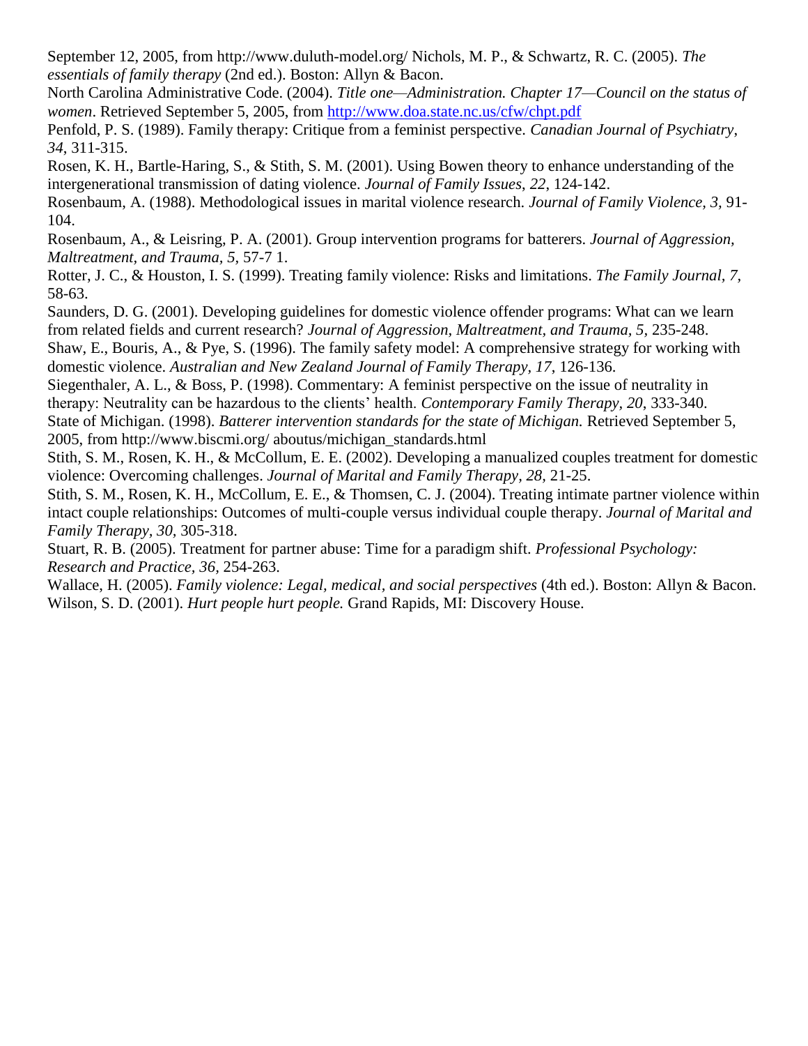September 12, 2005, from http://www.duluth-model.org/ Nichols, M. P., & Schwartz, R. C. (2005). *The essentials of family therapy* (2nd ed.). Boston: Allyn & Bacon.

North Carolina Administrative Code. (2004). *Title one—Administration. Chapter 17—Council on the status of women*. Retrieved September 5, 2005, from http://www.doa.state.nc.us/cfw/chpt.pdf

Penfold, P. S. (1989). Family therapy: Critique from a feminist perspective. *Canadian Journal of Psychiatry*, *34*, 311-315.

Rosen, K. H., Bartle-Haring, S., & Stith, S. M. (2001). Using Bowen theory to enhance understanding of the intergenerational transmission of dating violence. *Journal of Family Issues*, *22*, 124-142.

Rosenbaum, A. (1988). Methodological issues in marital violence research. *Journal of Family Violence, 3,* 91-104.

Rosenbaum, A., & Leisring, P. A. (2001). Group intervention programs for batterers. *Journal of Aggression, Maltreatment, and Trauma, 5,* 57-7 1.

Rotter, J. C., & Houston, I. S. (1999). Treating family violence: Risks and limitations. *The Family Journal, 7,* 58-63.

Saunders, D. G. (2001). Developing guidelines for domestic violence offender programs: What can we learn from related fields and current research? *Journal of Aggression, Maltreatment, and Trauma, 5,* 235-248.

Shaw, E., Bouris, A., & Pye, S. (1996). The family safety model: A comprehensive strategy for working with domestic violence. *Australian and New Zealand Journal of Family Therapy, 17*, 126-136.

Siegenthaler, A. L., & Boss, P. (1998). Commentary: A feminist perspective on the issue of neutrality in therapy: Neutrality can be hazardous to the clients' health. *Contemporary Family Therapy, 20*, 333-340.

State of Michigan. (1998). *Batterer intervention standards for the state of Michigan.* Retrieved September 5, 2005, from http://www.biscmi.org/ aboutus/michigan_standards.html

Stith, S. M., Rosen, K. H., & McCollum, E. E. (2002). Developing a manualized couples treatment for domestic violence: Overcoming challenges. *Journal of Marital and Family Therapy, 28,* 21-25.

Stith, S. M., Rosen, K. H., McCollum, E. E., & Thomsen, C. J. (2004). Treating intimate partner violence within intact couple relationships: Outcomes of multi-couple versus individual couple therapy. *Journal of Marital and Family Therapy, 30,* 305-318.

Stuart, R. B. (2005). Treatment for partner abuse: Time for a paradigm shift. *Professional Psychology: Research and Practice, 36,* 254-263.

Wallace, H. (2005). *Family violence: Legal, medical, and social perspectives* (4th ed.). Boston: Allyn & Bacon.

Wilson, S. D. (2001). *Hurt people hurt people.* Grand Rapids, MI: Discovery House.